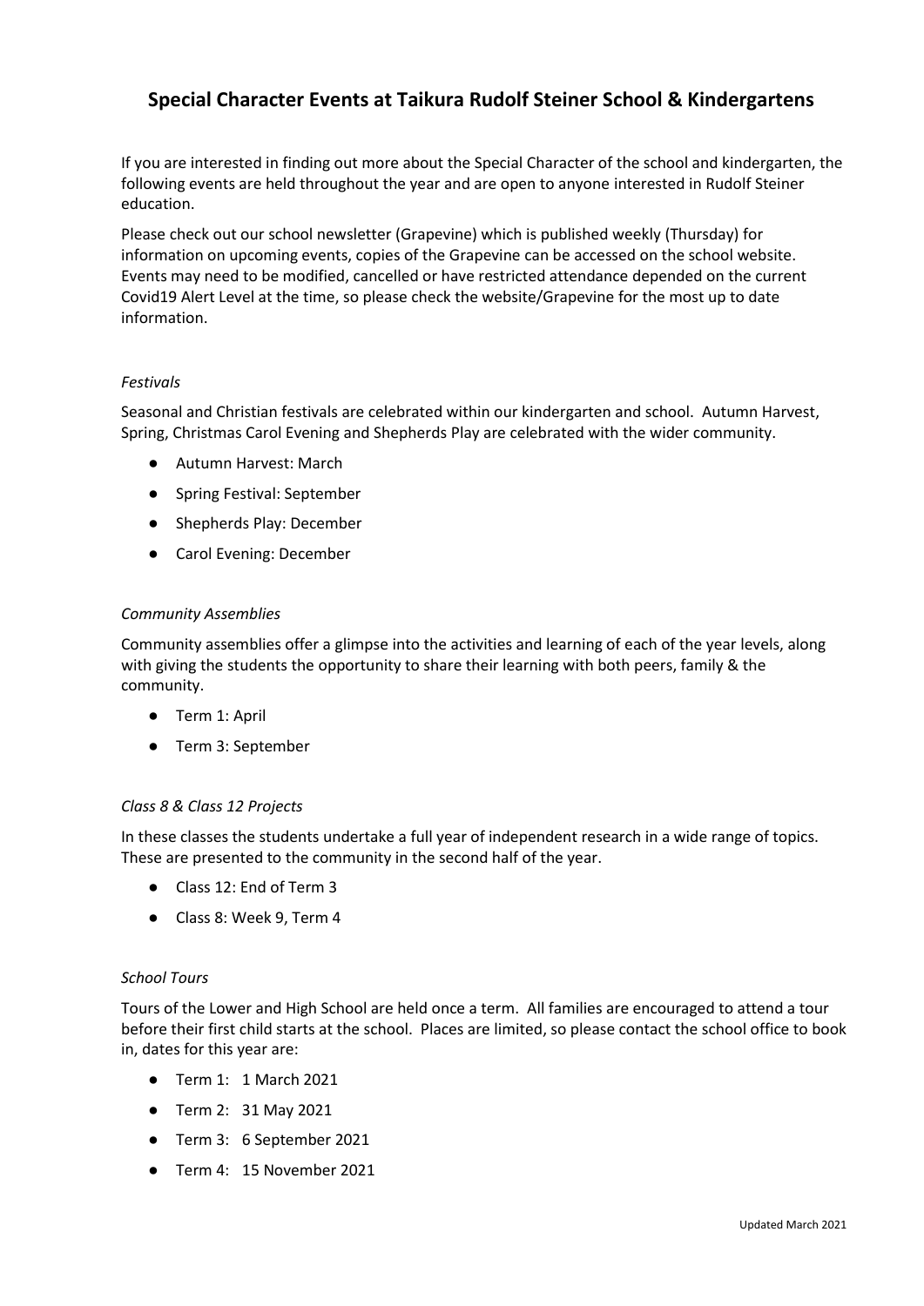# Special Character Events at Taikura Rudolf Steiner School & Kindergartens

If you are interested in finding out more about the Special Character of the school and kindergarten, the following events are held throughout the year and are open to anyone interested in Rudolf Steiner education.

Please check out our school newsletter (Grapevine) which is published weekly (Thursday) for information on upcoming events, copies of the Grapevine can be accessed on the school website. Events may need to be modified, cancelled or have restricted attendance depended on the current Covid19 Alert Level at the time, so please check the website/Grapevine for the most up to date information.

*Festivals*

Seasonal and Christian festivals are celebrated within our kindergarten and school. Autumn Harvest, Spring, Christmas Carol Evening and Shepherds Play are celebrated with the wider community.

- Autumn Harvest: March
- Spring Festival: September
- Shepherds Play: December
- Carol Evening: December

*Community Assemblies*

Community assemblies offer a glimpse into the activities and learning of each of the year levels, along with giving the students the opportunity to share their learning with both peers, family & the community.

- Term 1: April
- Term 3: September

*Class 8 & Class 12 Projects*

In these classes the students undertake a full year of independent research in a wide range of topics. These are presented to the community in the second half of the year.

- Class 12: End of Term 3
- Class 8: Week 9, Term 4

*School Tours*

Tours of the Lower and High School are held once a term. All families are encouraged to attend a tour before their first child starts at the school. Places are limited, so please contact the school office to book in, dates for this year are:

- Term 1: 1 March 2021
- Term 2: 31 May 2021
- Term 3: 6 September 2021
- Term 4: 15 November 2021

Updated March 2021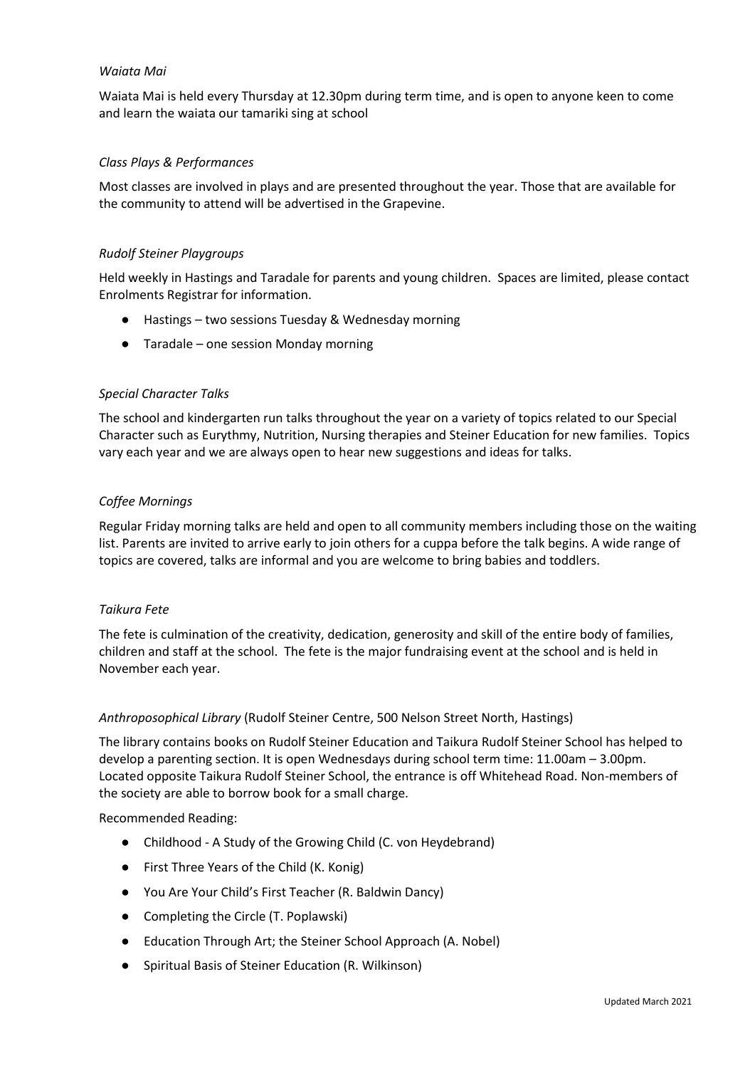*Waiata Mai*

Waiata Mai is held every Thursday at 12.30pm during term time, and is open to anyone keen to come and learn the waiata our tamariki sing at school

*Class Plays & Performances*

Most classes are involved in plays and are presented throughout the year. Those that are available for the community to attend will be advertised in the Grapevine.

*Rudolf Steiner Playgroups*

Held weekly in Hastings and Taradale for parents and young children. Spaces are limited, please contact Enrolments Registrar for information.

- Hastings – two sessions Tuesday & Wednesday morning
- Taradale – one session Monday morning

*Special Character Talks*

The school and kindergarten run talks throughout the year on a variety of topics related to our Special Character such as Eurythmy, Nutrition, Nursing therapies and Steiner Education for new families. Topics vary each year and we are always open to hear new suggestions and ideas for talks.

*Coffee Mornings*

Regular Friday morning talks are held and open to all community members including those on the waiting list. Parents are invited to arrive early to join others for a cuppa before the talk begins. A wide range of topics are covered, talks are informal and you are welcome to bring babies and toddlers.

*Taikura Fete*

The fete is culmination of the creativity, dedication, generosity and skill of the entire body of families, children and staff at the school. The fete is the major fundraising event at the school and is held in November each year.

*Anthroposophical Library* (Rudolf Steiner Centre, 500 Nelson Street North, Hastings)

The library contains books on Rudolf Steiner Education and Taikura Rudolf Steiner School has helped to develop a parenting section. It is open Wednesdays during school term time: 11.00am – 3.00pm. Located opposite Taikura Rudolf Steiner School, the entrance is off Whitehead Road. Non-members of the society are able to borrow book for a small charge.

Recommended Reading:

- Childhood - A Study of the Growing Child (C. von Heydebrand)
- First Three Years of the Child (K. Konig)
- You Are Your Child's First Teacher (R. Baldwin Dancy)
- Completing the Circle (T. Poplawski)
- Education Through Art; the Steiner School Approach (A. Nobel)
- Spiritual Basis of Steiner Education (R. Wilkinson)

Updated March 2021